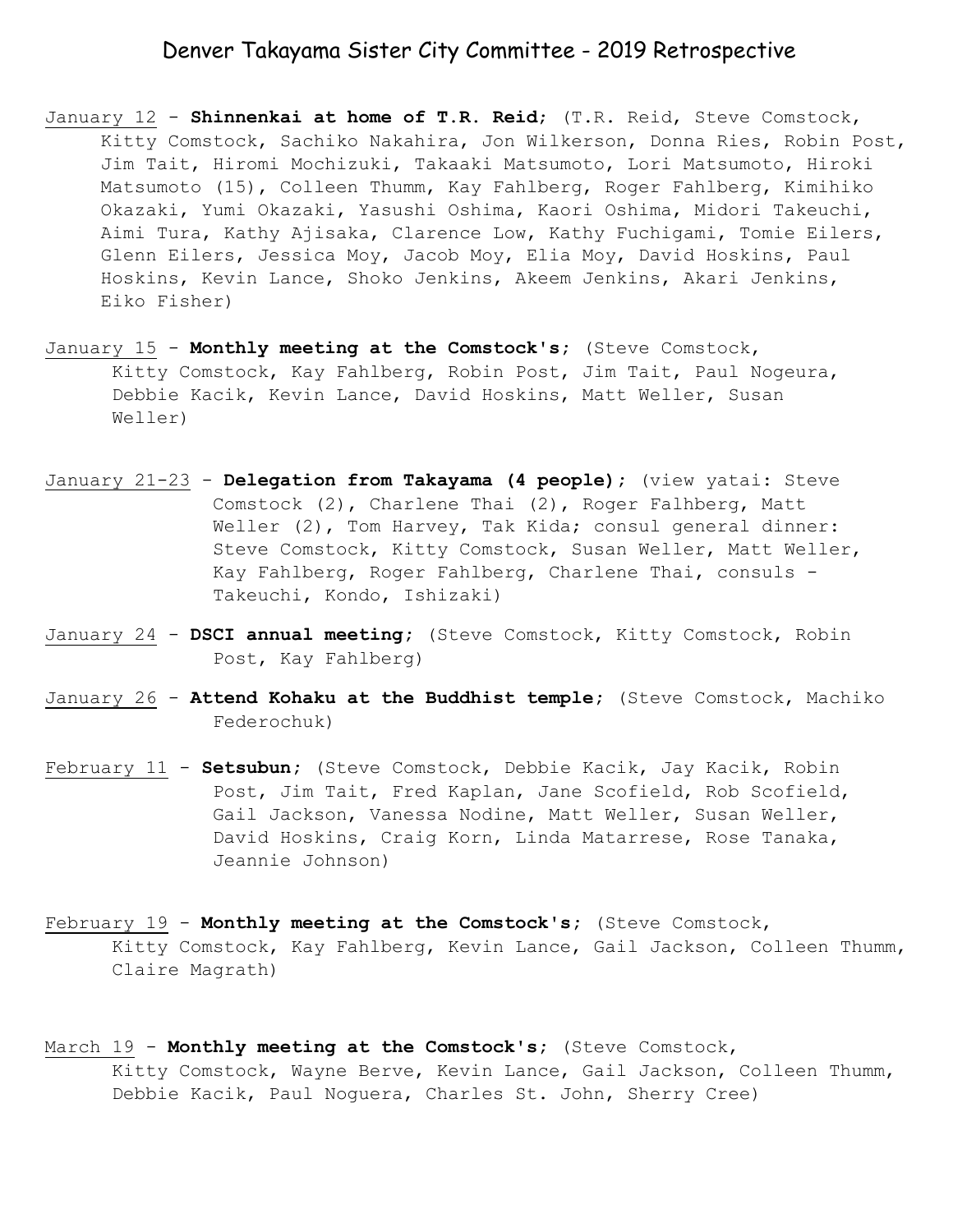# Denver Takayama Sister City Committee - 2019 Retrospective

January 12 - **Shinnenkai at home of T.R. Reid**; (T.R. Reid, Steve Comstock, Kitty Comstock, Sachiko Nakahira, Jon Wilkerson, Donna Ries, Robin Post, Jim Tait, Hiromi Mochizuki, Takaaki Matsumoto, Lori Matsumoto, Hiroki Matsumoto (15), Colleen Thumm, Kay Fahlberg, Roger Fahlberg, Kimihiko Okazaki, Yumi Okazaki, Yasushi Oshima, Kaori Oshima, Midori Takeuchi, Aimi Tura, Kathy Ajisaka, Clarence Low, Kathy Fuchigami, Tomie Eilers, Glenn Eilers, Jessica Moy, Jacob Moy, Elia Moy, David Hoskins, Paul Hoskins, Kevin Lance, Shoko Jenkins, Akeem Jenkins, Akari Jenkins, Eiko Fisher)

January 15 - **Monthly meeting at the Comstock's**; (Steve Comstock, Kitty Comstock, Kay Fahlberg, Robin Post, Jim Tait, Paul Nogeura, Debbie Kacik, Kevin Lance, David Hoskins, Matt Weller, Susan Weller)

January 21-23 - **Delegation from Takayama (4 people)**; (view yatai: Steve Comstock (2), Charlene Thai (2), Roger Falhberg, Matt Weller (2), Tom Harvey, Tak Kida; consul general dinner: Steve Comstock, Kitty Comstock, Susan Weller, Matt Weller, Kay Fahlberg, Roger Fahlberg, Charlene Thai, consuls - Takeuchi, Kondo, Ishizaki)

January 24 - **DSCI annual meeting**; (Steve Comstock, Kitty Comstock, Robin Post, Kay Fahlberg)

January 26 - **Attend Kohaku at the Buddhist temple**; (Steve Comstock, Machiko Federochuk)

February 11 - **Setsubun**; (Steve Comstock, Debbie Kacik, Jay Kacik, Robin Post, Jim Tait, Fred Kaplan, Jane Scofield, Rob Scofield, Gail Jackson, Vanessa Nodine, Matt Weller, Susan Weller, David Hoskins, Craig Korn, Linda Matarrese, Rose Tanaka, Jeannie Johnson)

February 19 - **Monthly meeting at the Comstock's**; (Steve Comstock, Kitty Comstock, Kay Fahlberg, Kevin Lance, Gail Jackson, Colleen Thumm, Claire Magrath)

March 19 - **Monthly meeting at the Comstock's**; (Steve Comstock, Kitty Comstock, Wayne Berve, Kevin Lance, Gail Jackson, Colleen Thumm, Debbie Kacik, Paul Noguera, Charles St. John, Sherry Cree)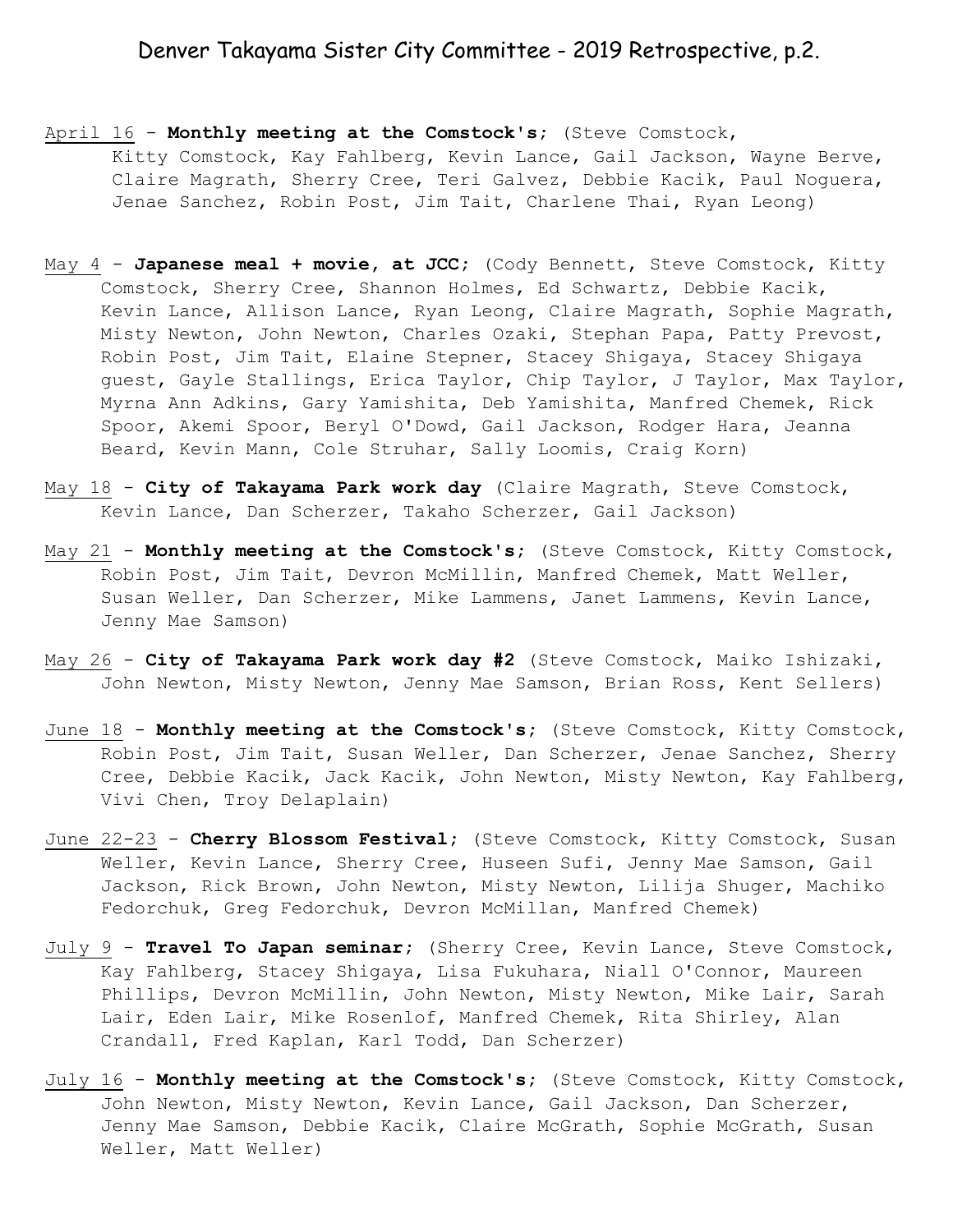# Denver Takayama Sister City Committee - 2019 Retrospective, p.2.

April 16 - **Monthly meeting at the Comstock's**; (Steve Comstock, Kitty Comstock, Kay Fahlberg, Kevin Lance, Gail Jackson, Wayne Berve, Claire Magrath, Sherry Cree, Teri Galvez, Debbie Kacik, Paul Noguera, Jenae Sanchez, Robin Post, Jim Tait, Charlene Thai, Ryan Leong)

May 4 - **Japanese meal + movie, at JCC**; (Cody Bennett, Steve Comstock, Kitty Comstock, Sherry Cree, Shannon Holmes, Ed Schwartz, Debbie Kacik, Kevin Lance, Allison Lance, Ryan Leong, Claire Magrath, Sophie Magrath, Misty Newton, John Newton, Charles Ozaki, Stephan Papa, Patty Prevost, Robin Post, Jim Tait, Elaine Stepner, Stacey Shigaya, Stacey Shigaya guest, Gayle Stallings, Erica Taylor, Chip Taylor, J Taylor, Max Taylor, Myrna Ann Adkins, Gary Yamishita, Deb Yamishita, Manfred Chemek, Rick Spoor, Akemi Spoor, Beryl O'Dowd, Gail Jackson, Rodger Hara, Jeanna Beard, Kevin Mann, Cole Struhar, Sally Loomis, Craig Korn)

May 18 - **City of Takayama Park work day** (Claire Magrath, Steve Comstock, Kevin Lance, Dan Scherzer, Takaho Scherzer, Gail Jackson)

May 21 - **Monthly meeting at the Comstock's**; (Steve Comstock, Kitty Comstock, Robin Post, Jim Tait, Devron McMillin, Manfred Chemek, Matt Weller, Susan Weller, Dan Scherzer, Mike Lammens, Janet Lammens, Kevin Lance, Jenny Mae Samson)

May 26 - **City of Takayama Park work day #2** (Steve Comstock, Maiko Ishizaki, John Newton, Misty Newton, Jenny Mae Samson, Brian Ross, Kent Sellers)

June 18 - **Monthly meeting at the Comstock's**; (Steve Comstock, Kitty Comstock, Robin Post, Jim Tait, Susan Weller, Dan Scherzer, Jenae Sanchez, Sherry Cree, Debbie Kacik, Jack Kacik, John Newton, Misty Newton, Kay Fahlberg, Vivi Chen, Troy Delaplain)

June 22-23 - **Cherry Blossom Festival**; (Steve Comstock, Kitty Comstock, Susan Weller, Kevin Lance, Sherry Cree, Huseen Sufi, Jenny Mae Samson, Gail Jackson, Rick Brown, John Newton, Misty Newton, Lilija Shuger, Machiko Fedorchuk, Greg Fedorchuk, Devron McMillan, Manfred Chemek)

July 9 - **Travel To Japan seminar**; (Sherry Cree, Kevin Lance, Steve Comstock, Kay Fahlberg, Stacey Shigaya, Lisa Fukuhara, Niall O'Connor, Maureen Phillips, Devron McMillin, John Newton, Misty Newton, Mike Lair, Sarah Lair, Eden Lair, Mike Rosenlof, Manfred Chemek, Rita Shirley, Alan Crandall, Fred Kaplan, Karl Todd, Dan Scherzer)

July 16 - **Monthly meeting at the Comstock's**; (Steve Comstock, Kitty Comstock, John Newton, Misty Newton, Kevin Lance, Gail Jackson, Dan Scherzer, Jenny Mae Samson, Debbie Kacik, Claire McGrath, Sophie McGrath, Susan Weller, Matt Weller)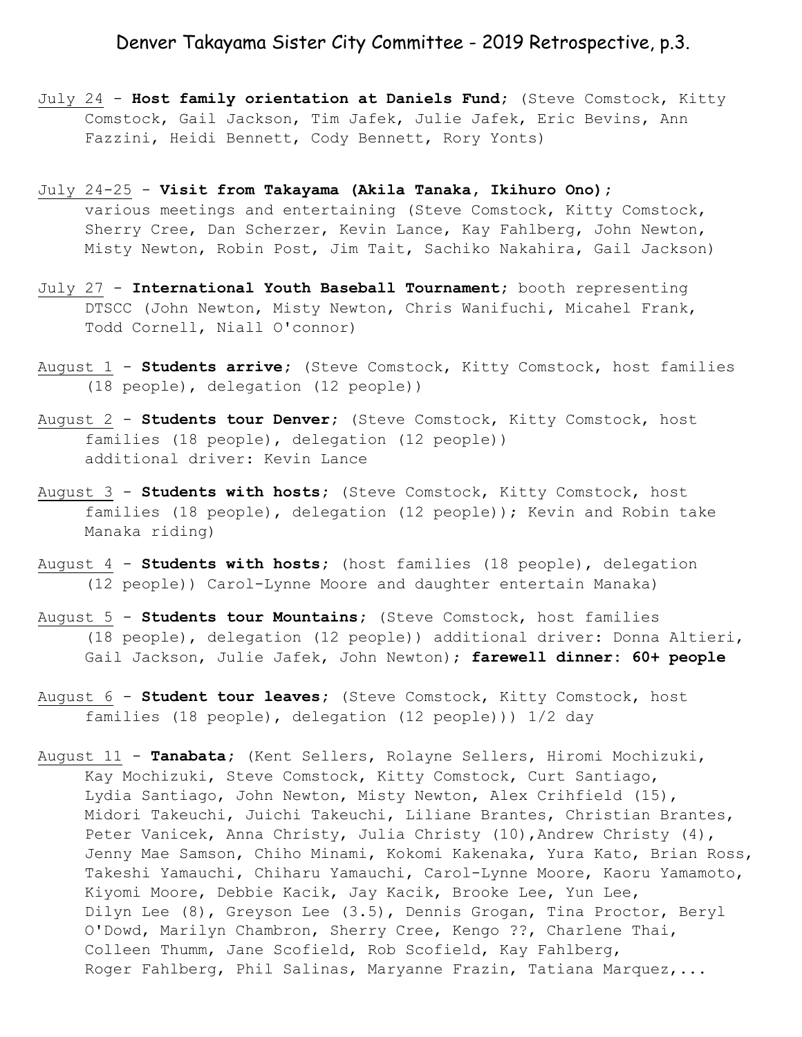# Denver Takayama Sister City Committee - 2019 Retrospective, p.3.

July 24 - **Host family orientation at Daniels Fund**; (Steve Comstock, Kitty Comstock, Gail Jackson, Tim Jafek, Julie Jafek, Eric Bevins, Ann Fazzini, Heidi Bennett, Cody Bennett, Rory Yonts)

July 24-25 - **Visit from Takayama (Akila Tanaka, Ikihuro Ono);** various meetings and entertaining (Steve Comstock, Kitty Comstock, Sherry Cree, Dan Scherzer, Kevin Lance, Kay Fahlberg, John Newton, Misty Newton, Robin Post, Jim Tait, Sachiko Nakahira, Gail Jackson)

July 27 - **International Youth Baseball Tournament**; booth representing DTSCC (John Newton, Misty Newton, Chris Wanifuchi, Micahel Frank, Todd Cornell, Niall O'connor)

August 1 - **Students arrive**; (Steve Comstock, Kitty Comstock, host families (18 people), delegation (12 people))

August 2 - **Students tour Denver**; (Steve Comstock, Kitty Comstock, host families (18 people), delegation (12 people))
additional driver: Kevin Lance

August 3 - **Students with hosts**; (Steve Comstock, Kitty Comstock, host families (18 people), delegation (12 people)); Kevin and Robin take Manaka riding)

August 4 - **Students with hosts**; (host families (18 people), delegation (12 people)) Carol-Lynne Moore and daughter entertain Manaka)

August 5 - **Students tour Mountains**; (Steve Comstock, host families (18 people), delegation (12 people)) additional driver: Donna Altieri, Gail Jackson, Julie Jafek, John Newton); **farewell dinner: 60+ people**

August 6 - **Student tour leaves**; (Steve Comstock, Kitty Comstock, host families (18 people), delegation (12 people))) 1/2 day

August 11 - **Tanabata**; (Kent Sellers, Rolayne Sellers, Hiromi Mochizuki, Kay Mochizuki, Steve Comstock, Kitty Comstock, Curt Santiago, Lydia Santiago, John Newton, Misty Newton, Alex Crihfield (15), Midori Takeuchi, Juichi Takeuchi, Liliane Brantes, Christian Brantes, Peter Vanicek, Anna Christy, Julia Christy (10),Andrew Christy (4), Jenny Mae Samson, Chiho Minami, Kokomi Kakenaka, Yura Kato, Brian Ross, Takeshi Yamauchi, Chiharu Yamauchi, Carol-Lynne Moore, Kaoru Yamamoto, Kiyomi Moore, Debbie Kacik, Jay Kacik, Brooke Lee, Yun Lee, Dilyn Lee (8), Greyson Lee (3.5), Dennis Grogan, Tina Proctor, Beryl O'Dowd, Marilyn Chambron, Sherry Cree, Kengo ??, Charlene Thai, Colleen Thumm, Jane Scofield, Rob Scofield, Kay Fahlberg, Roger Fahlberg, Phil Salinas, Maryanne Frazin, Tatiana Marquez,...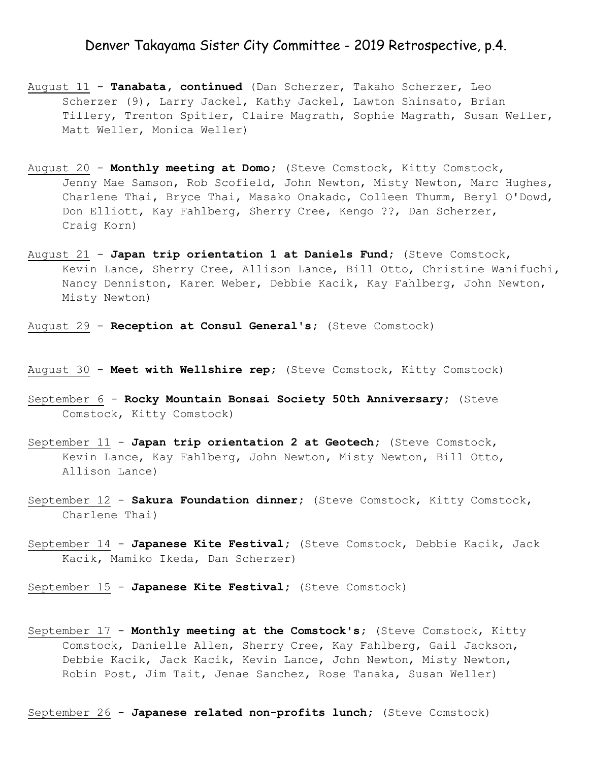# Denver Takayama Sister City Committee - 2019 Retrospective, p.4.

August 11 - **Tanabata, continued** (Dan Scherzer, Takaho Scherzer, Leo Scherzer (9), Larry Jackel, Kathy Jackel, Lawton Shinsato, Brian Tillery, Trenton Spitler, Claire Magrath, Sophie Magrath, Susan Weller, Matt Weller, Monica Weller)

August 20 - **Monthly meeting at Domo**; (Steve Comstock, Kitty Comstock, Jenny Mae Samson, Rob Scofield, John Newton, Misty Newton, Marc Hughes, Charlene Thai, Bryce Thai, Masako Onakado, Colleen Thumm, Beryl O'Dowd, Don Elliott, Kay Fahlberg, Sherry Cree, Kengo ??, Dan Scherzer, Craig Korn)

August 21 - **Japan trip orientation 1 at Daniels Fund**; (Steve Comstock, Kevin Lance, Sherry Cree, Allison Lance, Bill Otto, Christine Wanifuchi, Nancy Denniston, Karen Weber, Debbie Kacik, Kay Fahlberg, John Newton, Misty Newton)

August 29 - **Reception at Consul General's**; (Steve Comstock)

August 30 - **Meet with Wellshire rep**; (Steve Comstock, Kitty Comstock)

September 6 - **Rocky Mountain Bonsai Society 50th Anniversary**; (Steve Comstock, Kitty Comstock)

September 11 - **Japan trip orientation 2 at Geotech**; (Steve Comstock, Kevin Lance, Kay Fahlberg, John Newton, Misty Newton, Bill Otto, Allison Lance)

September 12 - **Sakura Foundation dinner**; (Steve Comstock, Kitty Comstock, Charlene Thai)

September 14 - **Japanese Kite Festival**; (Steve Comstock, Debbie Kacik, Jack Kacik, Mamiko Ikeda, Dan Scherzer)

September 15 - **Japanese Kite Festival**; (Steve Comstock)

September 17 - **Monthly meeting at the Comstock's**; (Steve Comstock, Kitty Comstock, Danielle Allen, Sherry Cree, Kay Fahlberg, Gail Jackson, Debbie Kacik, Jack Kacik, Kevin Lance, John Newton, Misty Newton, Robin Post, Jim Tait, Jenae Sanchez, Rose Tanaka, Susan Weller)

September 26 - **Japanese related non-profits lunch**; (Steve Comstock)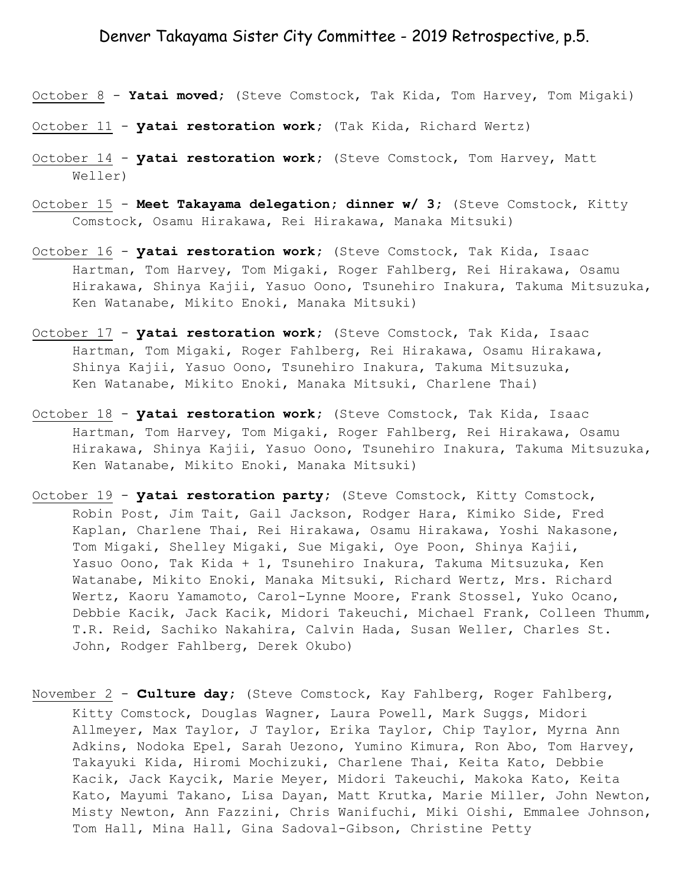<u>October 8</u> - **Yatai moved**; (Steve Comstock, Tak Kida, Tom Harvey, Tom Migaki)

<u>October 11</u> - **yatai restoration work**; (Tak Kida, Richard Wertz)

<u>October 14</u> - **yatai restoration work**; (Steve Comstock, Tom Harvey, Matt Weller)

<u>October 15</u> - **Meet Takayama delegation; dinner w/ 3**; (Steve Comstock, Kitty Comstock, Osamu Hirakawa, Rei Hirakawa, Manaka Mitsuki)

<u>October 16</u> - **yatai restoration work**; (Steve Comstock, Tak Kida, Isaac Hartman, Tom Harvey, Tom Migaki, Roger Fahlberg, Rei Hirakawa, Osamu Hirakawa, Shinya Kajii, Yasuo Oono, Tsunehiro Inakura, Takuma Mitsuzuka, Ken Watanabe, Mikito Enoki, Manaka Mitsuki)

<u>October 17</u> - **yatai restoration work**; (Steve Comstock, Tak Kida, Isaac Hartman, Tom Migaki, Roger Fahlberg, Rei Hirakawa, Osamu Hirakawa, Shinya Kajii, Yasuo Oono, Tsunehiro Inakura, Takuma Mitsuzuka, Ken Watanabe, Mikito Enoki, Manaka Mitsuki, Charlene Thai)

<u>October 18</u> - **yatai restoration work**; (Steve Comstock, Tak Kida, Isaac Hartman, Tom Harvey, Tom Migaki, Roger Fahlberg, Rei Hirakawa, Osamu Hirakawa, Shinya Kajii, Yasuo Oono, Tsunehiro Inakura, Takuma Mitsuzuka, Ken Watanabe, Mikito Enoki, Manaka Mitsuki)

<u>October 19</u> - **yatai restoration party**; (Steve Comstock, Kitty Comstock, Robin Post, Jim Tait, Gail Jackson, Rodger Hara, Kimiko Side, Fred Kaplan, Charlene Thai, Rei Hirakawa, Osamu Hirakawa, Yoshi Nakasone, Tom Migaki, Shelley Migaki, Sue Migaki, Oye Poon, Shinya Kajii, Yasuo Oono, Tak Kida + 1, Tsunehiro Inakura, Takuma Mitsuzuka, Ken Watanabe, Mikito Enoki, Manaka Mitsuki, Richard Wertz, Mrs. Richard Wertz, Kaoru Yamamoto, Carol-Lynne Moore, Frank Stossel, Yuko Ocano, Debbie Kacik, Jack Kacik, Midori Takeuchi, Michael Frank, Colleen Thumm, T.R. Reid, Sachiko Nakahira, Calvin Hada, Susan Weller, Charles St. John, Rodger Fahlberg, Derek Okubo)

<u>November 2</u> - **Culture day**; (Steve Comstock, Kay Fahlberg, Roger Fahlberg, Kitty Comstock, Douglas Wagner, Laura Powell, Mark Suggs, Midori Allmeyer, Max Taylor, J Taylor, Erika Taylor, Chip Taylor, Myrna Ann Adkins, Nodoka Epel, Sarah Uezono, Yumino Kimura, Ron Abo, Tom Harvey, Takayuki Kida, Hiromi Mochizuki, Charlene Thai, Keita Kato, Debbie Kacik, Jack Kaycik, Marie Meyer, Midori Takeuchi, Makoka Kato, Keita Kato, Mayumi Takano, Lisa Dayan, Matt Krutka, Marie Miller, John Newton, Misty Newton, Ann Fazzini, Chris Wanifuchi, Miki Oishi, Emmalee Johnson, Tom Hall, Mina Hall, Gina Sadoval-Gibson, Christine Petty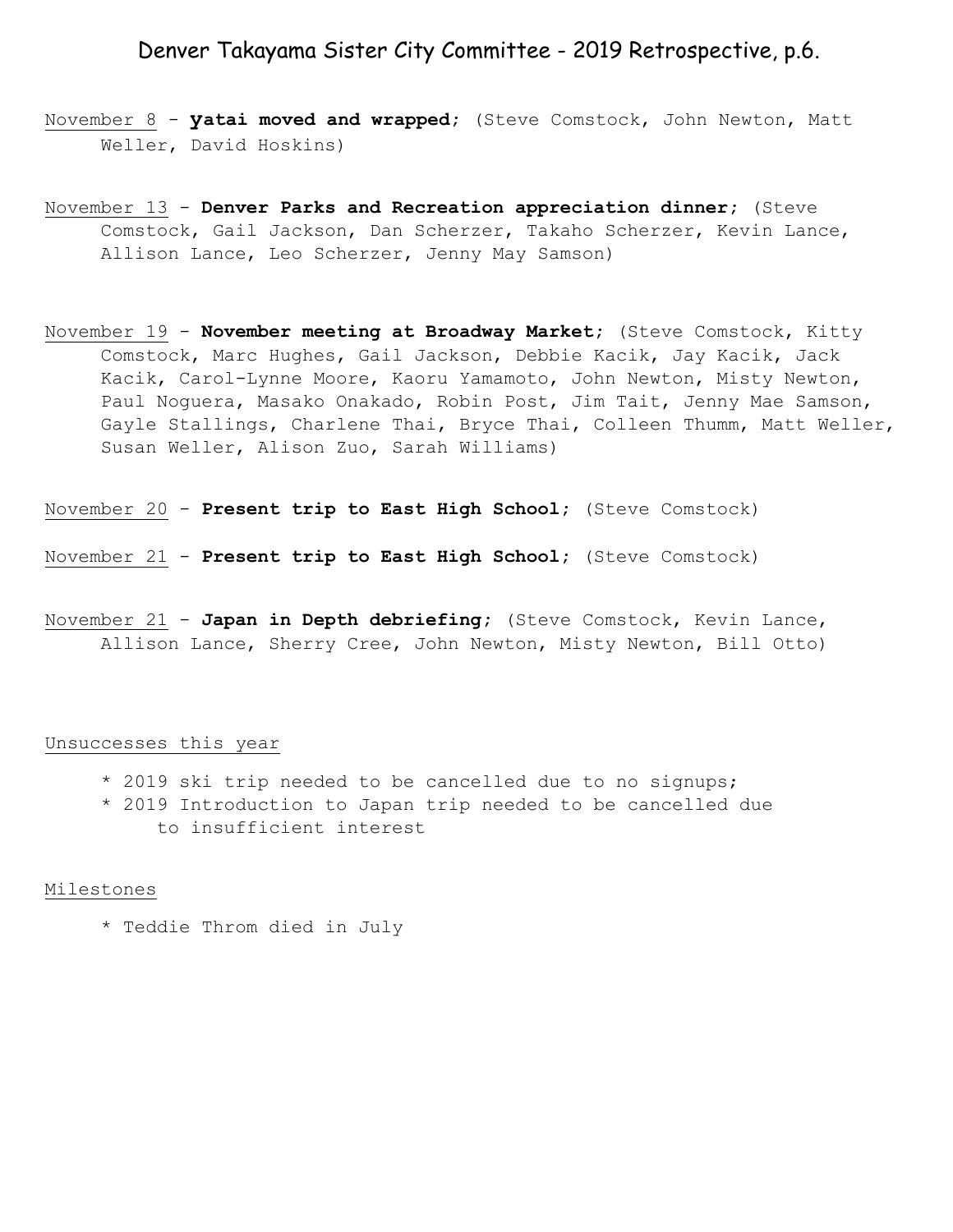<u>November 8</u> - **yatai moved and wrapped**; (Steve Comstock, John Newton, Matt Weller, David Hoskins)

<u>November 13</u> - **Denver Parks and Recreation appreciation dinner**; (Steve Comstock, Gail Jackson, Dan Scherzer, Takaho Scherzer, Kevin Lance, Allison Lance, Leo Scherzer, Jenny May Samson)

<u>November 19</u> - **November meeting at Broadway Market**; (Steve Comstock, Kitty Comstock, Marc Hughes, Gail Jackson, Debbie Kacik, Jay Kacik, Jack Kacik, Carol-Lynne Moore, Kaoru Yamamoto, John Newton, Misty Newton, Paul Noguera, Masako Onakado, Robin Post, Jim Tait, Jenny Mae Samson, Gayle Stallings, Charlene Thai, Bryce Thai, Colleen Thumm, Matt Weller, Susan Weller, Alison Zuo, Sarah Williams)

<u>November 20</u> - **Present trip to East High School**; (Steve Comstock)

<u>November 21</u> - **Present trip to East High School**; (Steve Comstock)

<u>November 21</u> - **Japan in Depth debriefing**; (Steve Comstock, Kevin Lance, Allison Lance, Sherry Cree, John Newton, Misty Newton, Bill Otto)

<u>Unsuccesses this year</u>

* 2019 ski trip needed to be cancelled due to no signups;
* 2019 Introduction to Japan trip needed to be cancelled due to insufficient interest

<u>Milestones</u>

* Teddie Throm died in July